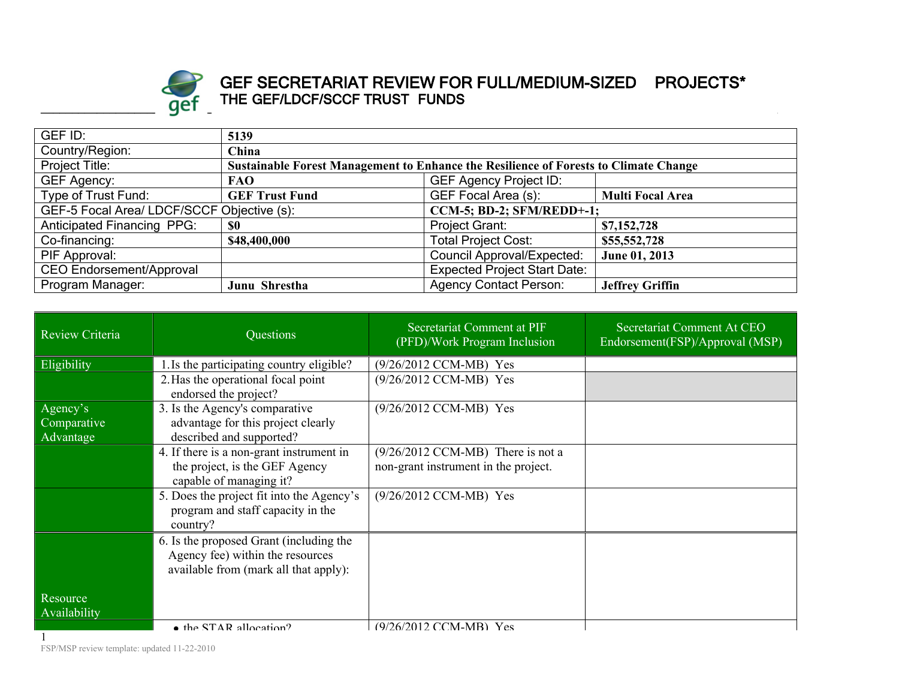# GEF SECRETARIAT REVIEW FOR FULL/MEDIUM-SIZED PROJECTS*

## THE GEF/LDCF/SCCF TRUST FUNDS

| GEF ID: | **5139** | | |
|---|---|---|---|
| Country/Region: | **China** | | |
| Project Title: | **Sustainable Forest Management to Enhance the Resilience of Forests to Climate Change** | | |
| GEF Agency: | **FAO** | GEF Agency Project ID: | |
| Type of Trust Fund: | **GEF Trust Fund** | GEF Focal Area (s): | **Multi Focal Area** |
| GEF-5 Focal Area/ LDCF/SCCF Objective (s): | | **CCM-5; BD-2; SFM/REDD+-1;** | |
| Anticipated Financing PPG: | **$0** | Project Grant: | **$7,152,728** |
| Co-financing: | **$48,400,000** | Total Project Cost: | **$55,552,728** |
| PIF Approval: | | Council Approval/Expected: | **June 01, 2013** |
| CEO Endorsement/Approval | | Expected Project Start Date: | |
| Program Manager: | **Junu Shrestha** | Agency Contact Person: | **Jeffrey Griffin** |

| Review Criteria | Questions | Secretariat Comment at PIF (PFD)/Work Program Inclusion | Secretariat Comment At CEO Endorsement(FSP)/Approval (MSP) |
|---|---|---|---|
| Eligibility | 1. Is the participating country eligible? | (9/26/2012 CCM-MB) Yes | |
| | 2. Has the operational focal point endorsed the project? | (9/26/2012 CCM-MB) Yes | |
| Agency's Comparative Advantage | 3. Is the Agency's comparative advantage for this project clearly described and supported? | (9/26/2012 CCM-MB) Yes | |
| | 4. If there is a non-grant instrument in the project, is the GEF Agency capable of managing it? | (9/26/2012 CCM-MB) There is not a non-grant instrument in the project. | |
| | 5. Does the project fit into the Agency's program and staff capacity in the country? | (9/26/2012 CCM-MB) Yes | |
| Resource Availability | 6. Is the proposed Grant (including the Agency fee) within the resources available from (mark all that apply): | | |
| | • the STAR allocation? | (9/26/2012 CCM-MB) Yes | |

FSP/MSP review template: updated 11-22-2010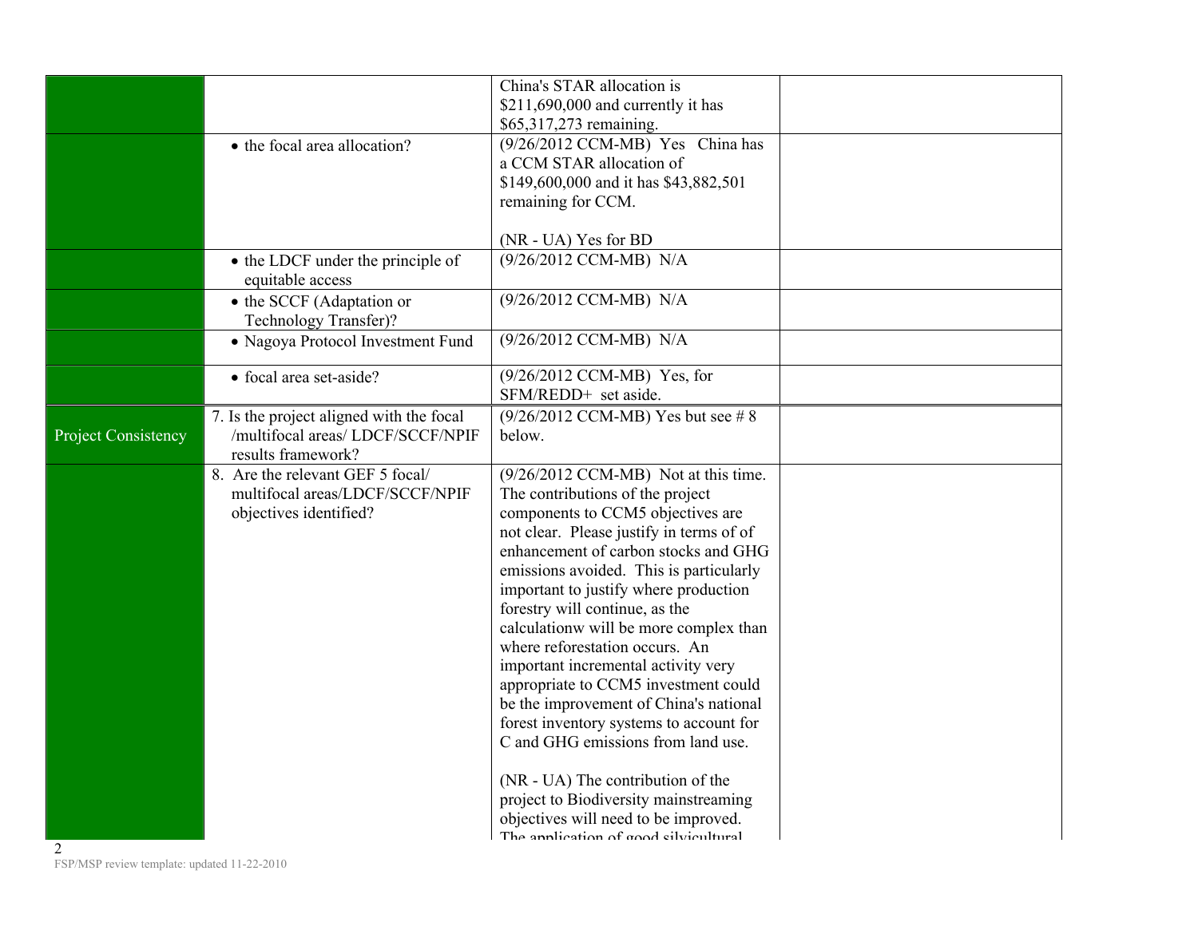| | | | |
|---|---|---|---|
| | | China's STAR allocation is $211,690,000 and currently it has $65,317,273 remaining. | |
| | • the focal area allocation? | (9/26/2012 CCM-MB) Yes China has a CCM STAR allocation of $149,600,000 and it has $43,882,501 remaining for CCM.<br><br>(NR - UA) Yes for BD | |
| | • the LDCF under the principle of equitable access | (9/26/2012 CCM-MB) N/A | |
| | • the SCCF (Adaptation or Technology Transfer)? | (9/26/2012 CCM-MB) N/A | |
| | • Nagoya Protocol Investment Fund | (9/26/2012 CCM-MB) N/A | |
| | • focal area set-aside? | (9/26/2012 CCM-MB) Yes, for SFM/REDD+ set aside. | |
| Project Consistency | 7. Is the project aligned with the focal /multifocal areas/ LDCF/SCCF/NPIF results framework? | (9/26/2012 CCM-MB) Yes but see # 8 below. | |
| | 8. Are the relevant GEF 5 focal/ multifocal areas/LDCF/SCCF/NPIF objectives identified? | (9/26/2012 CCM-MB) Not at this time. The contributions of the project components to CCM5 objectives are not clear. Please justify in terms of of enhancement of carbon stocks and GHG emissions avoided. This is particularly important to justify where production forestry will continue, as the calculationw will be more complex than where reforestation occurs. An important incremental activity very appropriate to CCM5 investment could be the improvement of China's national forest inventory systems to account for C and GHG emissions from land use.<br><br>(NR - UA) The contribution of the project to Biodiversity mainstreaming objectives will need to be improved. The application of good silvicultural | |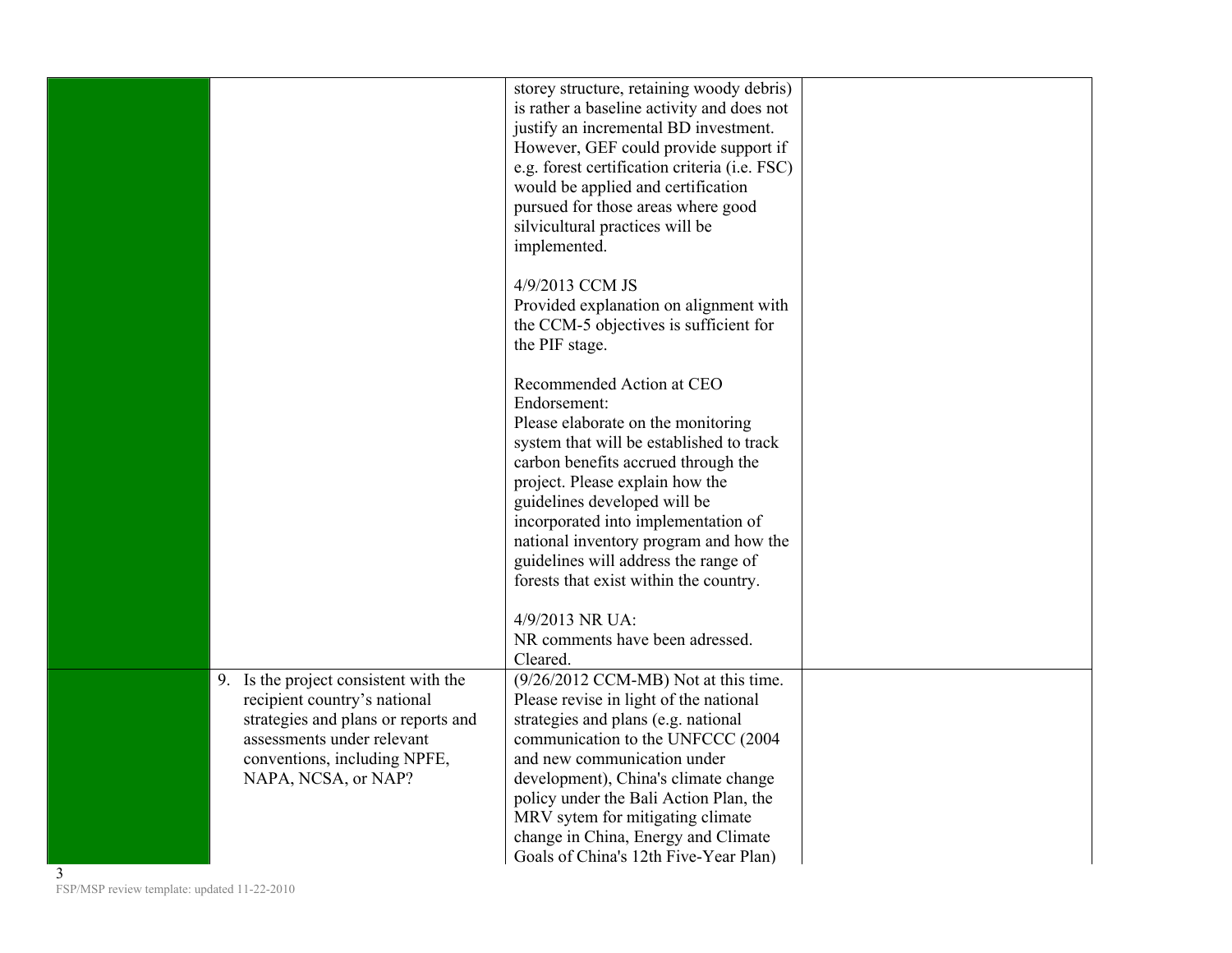| | | | |
|---|---|---|---|
| | | storey structure, retaining woody debris) is rather a baseline activity and does not justify an incremental BD investment. However, GEF could provide support if e.g. forest certification criteria (i.e. FSC) would be applied and certification pursued for those areas where good silvicultural practices will be implemented.<br><br>4/9/2013 CCM JS<br>Provided explanation on alignment with the CCM-5 objectives is sufficient for the PIF stage.<br><br>Recommended Action at CEO Endorsement:<br>Please elaborate on the monitoring system that will be established to track carbon benefits accrued through the project. Please explain how the guidelines developed will be incorporated into implementation of national inventory program and how the guidelines will address the range of forests that exist within the country.<br><br>4/9/2013 NR UA:<br>NR comments have been adressed. Cleared. | |
| | 9. Is the project consistent with the recipient country's national strategies and plans or reports and assessments under relevant conventions, including NPFE, NAPA, NCSA, or NAP? | (9/26/2012 CCM-MB) Not at this time. Please revise in light of the national strategies and plans (e.g. national communication to the UNFCCC (2004 and new communication under development), China's climate change policy under the Bali Action Plan, the MRV sytem for mitigating climate change in China, Energy and Climate Goals of China's 12th Five-Year Plan) | |

FSP/MSP review template: updated 11-22-2010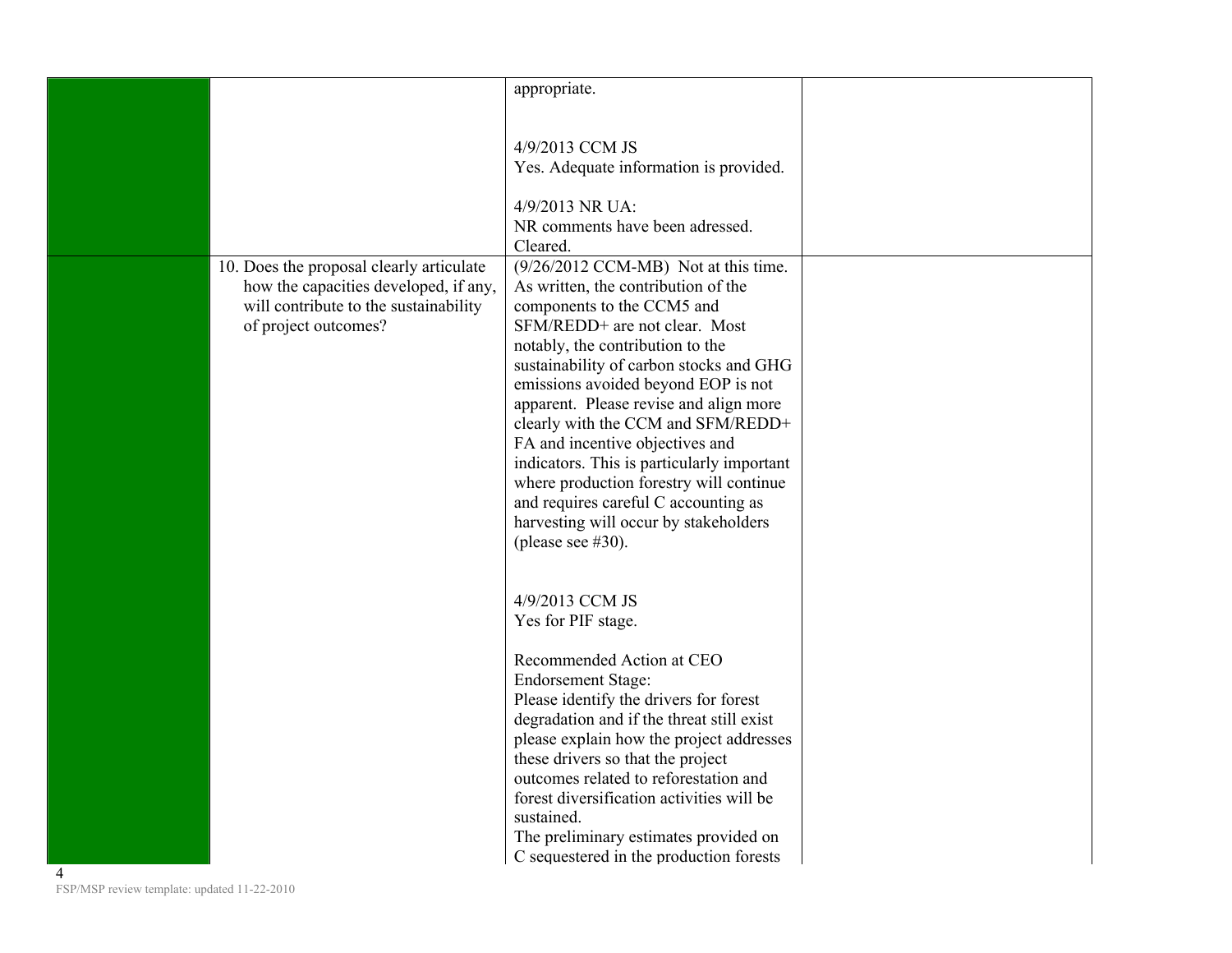| | | | |
|---|---|---|---|
| | | appropriate.<br><br>4/9/2013 CCM JS<br>Yes. Adequate information is provided.<br><br>4/9/2013 NR UA:<br>NR comments have been adressed. Cleared. | |
| | 10. Does the proposal clearly articulate how the capacities developed, if any, will contribute to the sustainability of project outcomes? | (9/26/2012 CCM-MB) Not at this time. As written, the contribution of the components to the CCM5 and SFM/REDD+ are not clear. Most notably, the contribution to the sustainability of carbon stocks and GHG emissions avoided beyond EOP is not apparent. Please revise and align more clearly with the CCM and SFM/REDD+ FA and incentive objectives and indicators. This is particularly important where production forestry will continue and requires careful C accounting as harvesting will occur by stakeholders (please see #30).<br><br>4/9/2013 CCM JS<br>Yes for PIF stage.<br><br>Recommended Action at CEO Endorsement Stage:<br>Please identify the drivers for forest degradation and if the threat still exist please explain how the project addresses these drivers so that the project outcomes related to reforestation and forest diversification activities will be sustained.<br>The preliminary estimates provided on C sequestered in the production forests | |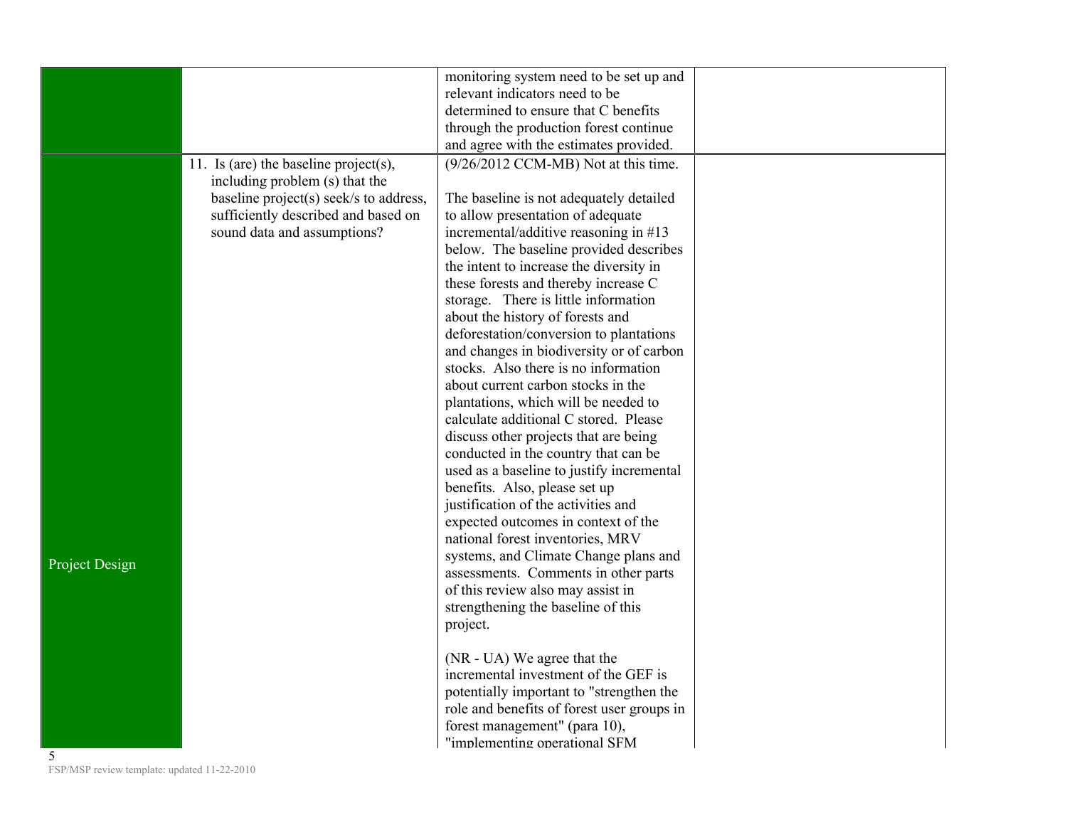|  |  | monitoring system need to be set up and relevant indicators need to be determined to ensure that C benefits through the production forest continue and agree with the estimates provided. |  |
|---|---|---|---|
| Project Design | 11. Is (are) the baseline project(s), including problem (s) that the baseline project(s) seek/s to address, sufficiently described and based on sound data and assumptions? | (9/26/2012 CCM-MB) Not at this time.<br><br>The baseline is not adequately detailed to allow presentation of adequate incremental/additive reasoning in #13 below. The baseline provided describes the intent to increase the diversity in these forests and thereby increase C storage. There is little information about the history of forests and deforestation/conversion to plantations and changes in biodiversity or of carbon stocks. Also there is no information about current carbon stocks in the plantations, which will be needed to calculate additional C stored. Please discuss other projects that are being conducted in the country that can be used as a baseline to justify incremental benefits. Also, please set up justification of the activities and expected outcomes in context of the national forest inventories, MRV systems, and Climate Change plans and assessments. Comments in other parts of this review also may assist in strengthening the baseline of this project.<br><br>(NR - UA) We agree that the incremental investment of the GEF is potentially important to "strengthen the role and benefits of forest user groups in forest management" (para 10), "implementing operational SFM |  |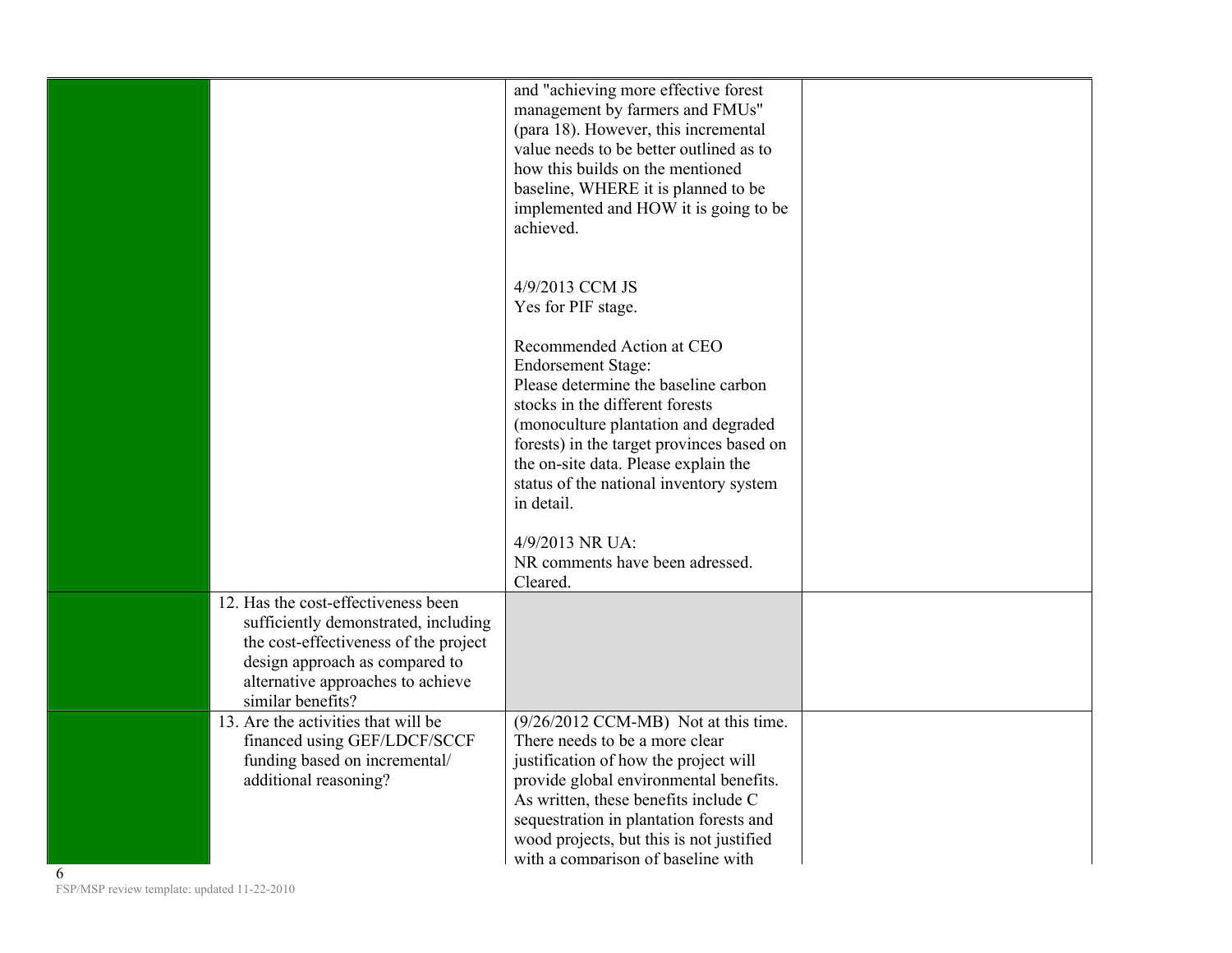| | | | |
|---|---|---|---|
| | | and "achieving more effective forest management by farmers and FMUs" (para 18). However, this incremental value needs to be better outlined as to how this builds on the mentioned baseline, WHERE it is planned to be implemented and HOW it is going to be achieved.<br><br>4/9/2013 CCM JS<br>Yes for PIF stage.<br><br>Recommended Action at CEO Endorsement Stage:<br>Please determine the baseline carbon stocks in the different forests (monoculture plantation and degraded forests) in the target provinces based on the on-site data. Please explain the status of the national inventory system in detail.<br><br>4/9/2013 NR UA:<br>NR comments have been adressed. Cleared. | |
| | 12. Has the cost-effectiveness been sufficiently demonstrated, including the cost-effectiveness of the project design approach as compared to alternative approaches to achieve similar benefits? | | |
| | 13. Are the activities that will be financed using GEF/LDCF/SCCF funding based on incremental/ additional reasoning? | (9/26/2012 CCM-MB) Not at this time. There needs to be a more clear justification of how the project will provide global environmental benefits. As written, these benefits include C sequestration in plantation forests and wood projects, but this is not justified with a comparison of baseline with | |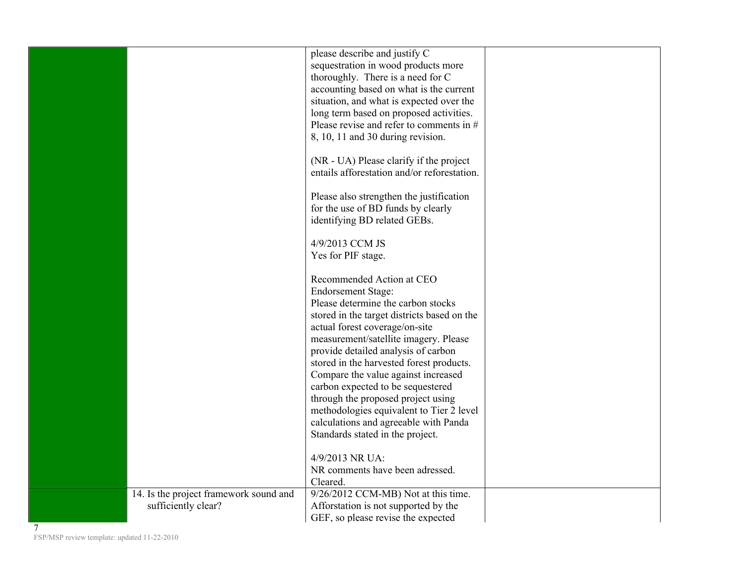|  |  | please describe and justify C sequestration in wood products more thoroughly. There is a need for C accounting based on what is the current situation, and what is expected over the long term based on proposed activities. Please revise and refer to comments in # 8, 10, 11 and 30 during revision.<br><br>(NR - UA) Please clarify if the project entails afforestation and/or reforestation.<br><br>Please also strengthen the justification for the use of BD funds by clearly identifying BD related GEBs.<br><br>4/9/2013 CCM JS<br>Yes for PIF stage.<br><br>Recommended Action at CEO Endorsement Stage:<br>Please determine the carbon stocks stored in the target districts based on the actual forest coverage/on-site measurement/satellite imagery. Please provide detailed analysis of carbon stored in the harvested forest products. Compare the value against increased carbon expected to be sequestered through the proposed project using methodologies equivalent to Tier 2 level calculations and agreeable with Panda Standards stated in the project.<br><br>4/9/2013 NR UA:<br>NR comments have been adressed. Cleared. |  |
|---|---|---|---|
|  | 14. Is the project framework sound and sufficiently clear? | 9/26/2012 CCM-MB) Not at this time. Afforstation is not supported by the GEF, so please revise the expected |  |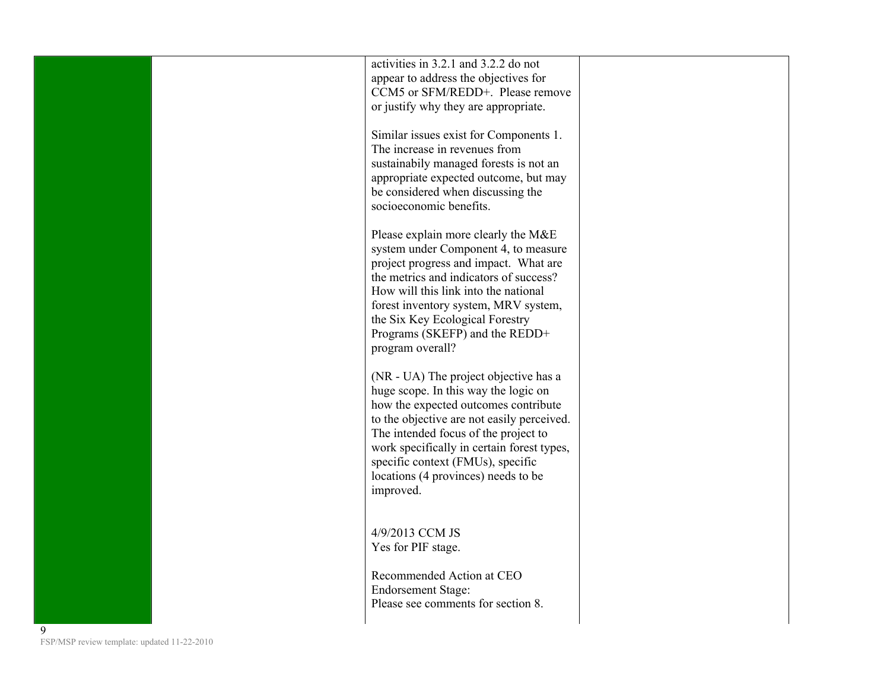| | | | |
|---|---|---|---|
| | | activities in 3.2.1 and 3.2.2 do not appear to address the objectives for CCM5 or SFM/REDD+. Please remove or justify why they are appropriate.<br><br>Similar issues exist for Components 1. The increase in revenues from sustainabily managed forests is not an appropriate expected outcome, but may be considered when discussing the socioeconomic benefits.<br><br>Please explain more clearly the M&E system under Component 4, to measure project progress and impact. What are the metrics and indicators of success? How will this link into the national forest inventory system, MRV system, the Six Key Ecological Forestry Programs (SKEFP) and the REDD+ program overall?<br><br>(NR - UA) The project objective has a huge scope. In this way the logic on how the expected outcomes contribute to the objective are not easily perceived. The intended focus of the project to work specifically in certain forest types, specific context (FMUs), specific locations (4 provinces) needs to be improved.<br><br>4/9/2013 CCM JS<br>Yes for PIF stage.<br><br>Recommended Action at CEO Endorsement Stage:<br>Please see comments for section 8. | |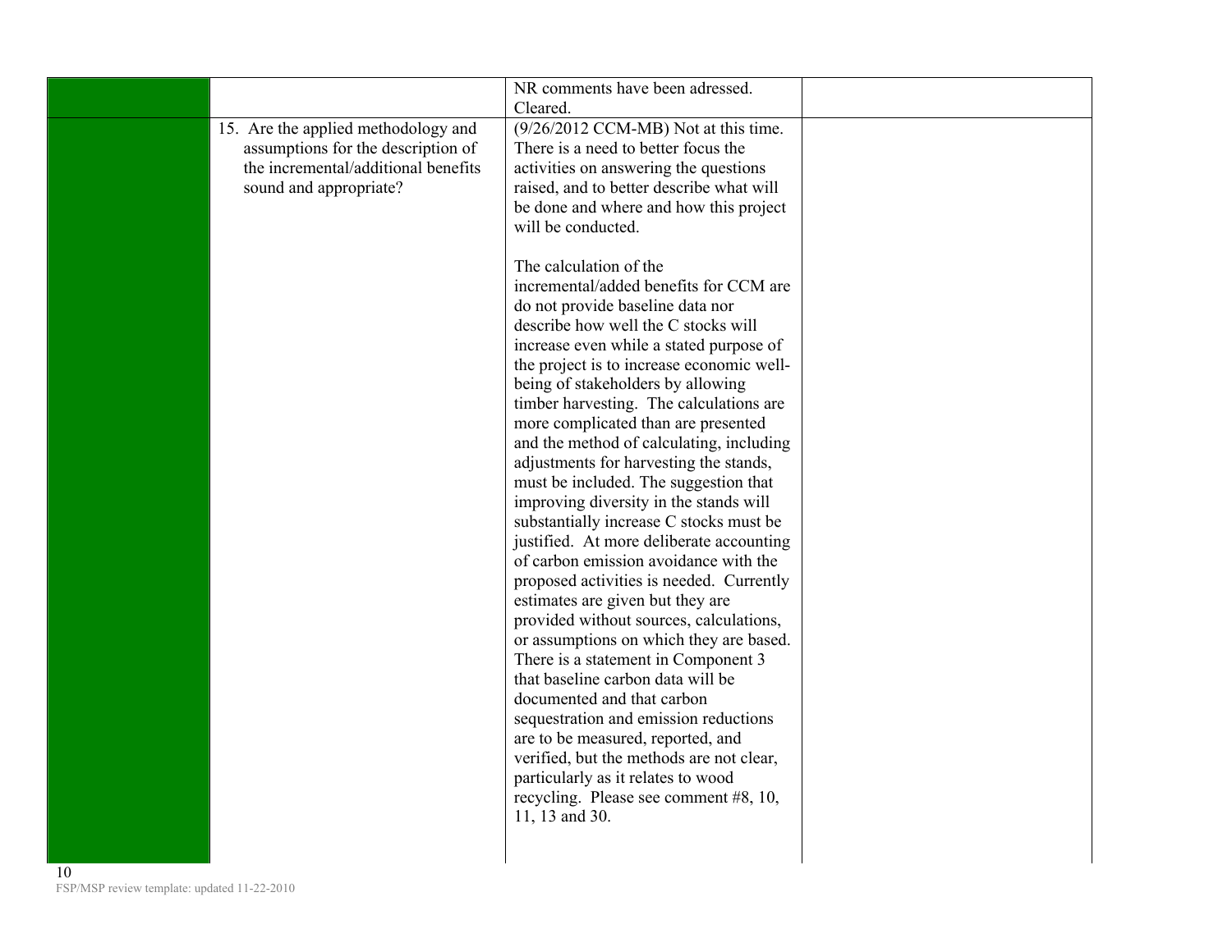| | | | |
|---|---|---|---|
| | | NR comments have been adressed. Cleared. | |
| | 15. Are the applied methodology and assumptions for the description of the incremental/additional benefits sound and appropriate? | (9/26/2012 CCM-MB) Not at this time. There is a need to better focus the activities on answering the questions raised, and to better describe what will be done and where and how this project will be conducted.<br><br>The calculation of the incremental/added benefits for CCM are do not provide baseline data nor describe how well the C stocks will increase even while a stated purpose of the project is to increase economic well-being of stakeholders by allowing timber harvesting. The calculations are more complicated than are presented and the method of calculating, including adjustments for harvesting the stands, must be included. The suggestion that improving diversity in the stands will substantially increase C stocks must be justified. At more deliberate accounting of carbon emission avoidance with the proposed activities is needed. Currently estimates are given but they are provided without sources, calculations, or assumptions on which they are based. There is a statement in Component 3 that baseline carbon data will be documented and that carbon sequestration and emission reductions are to be measured, reported, and verified, but the methods are not clear, particularly as it relates to wood recycling. Please see comment #8, 10, 11, 13 and 30. | |

FSP/MSP review template: updated 11-22-2010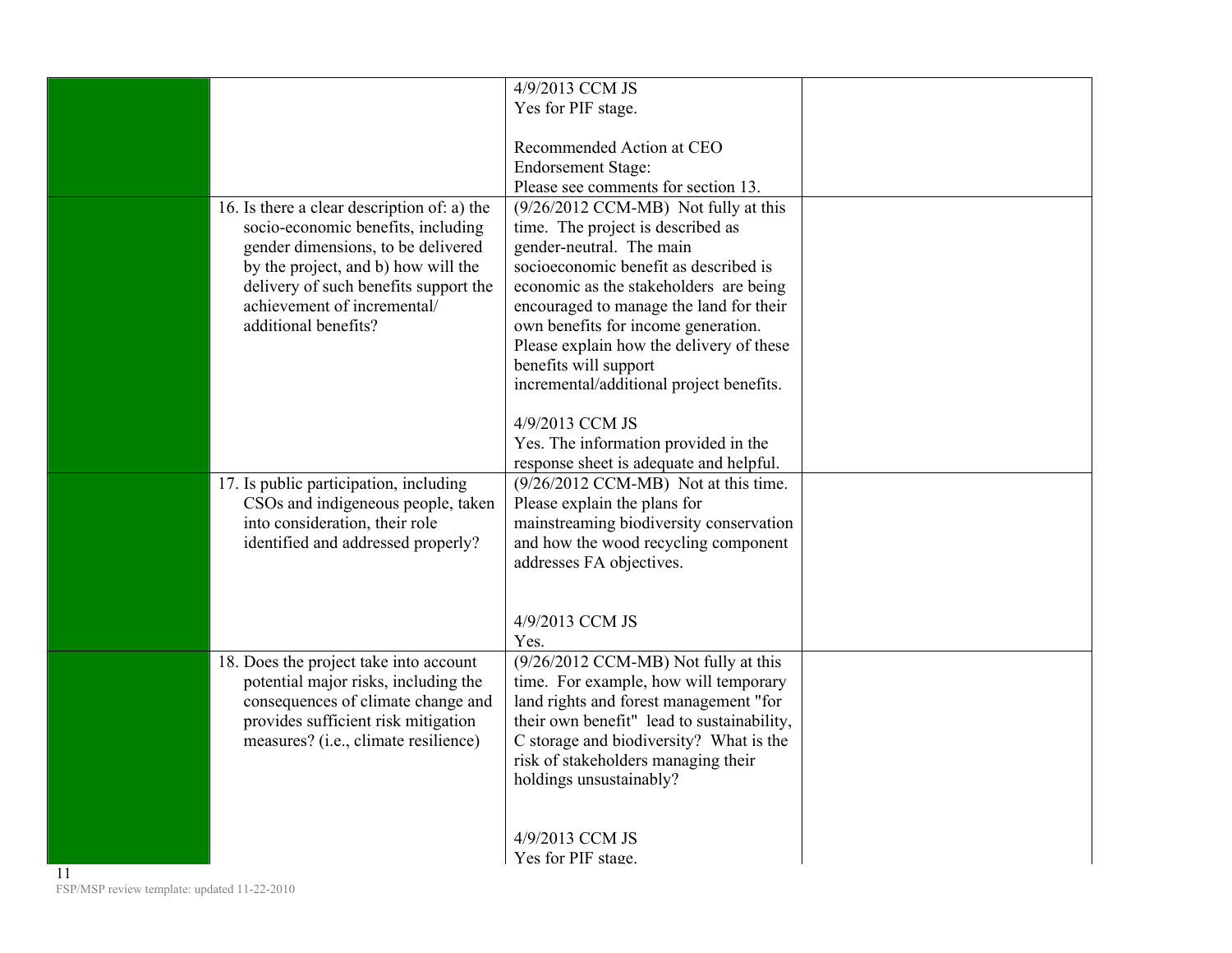| | | | |
|---|---|---|---|
| | | 4/9/2013 CCM JS<br>Yes for PIF stage.<br><br>Recommended Action at CEO Endorsement Stage:<br>Please see comments for section 13. | |
| | 16. Is there a clear description of: a) the socio-economic benefits, including gender dimensions, to be delivered by the project, and b) how will the delivery of such benefits support the achievement of incremental/ additional benefits? | (9/26/2012 CCM-MB) Not fully at this time. The project is described as gender-neutral. The main socioeconomic benefit as described is economic as the stakeholders are being encouraged to manage the land for their own benefits for income generation. Please explain how the delivery of these benefits will support incremental/additional project benefits.<br><br>4/9/2013 CCM JS<br>Yes. The information provided in the response sheet is adequate and helpful. | |
| | 17. Is public participation, including CSOs and indigeneous people, taken into consideration, their role identified and addressed properly? | (9/26/2012 CCM-MB) Not at this time. Please explain the plans for mainstreaming biodiversity conservation and how the wood recycling component addresses FA objectives.<br><br>4/9/2013 CCM JS<br>Yes. | |
| | 18. Does the project take into account potential major risks, including the consequences of climate change and provides sufficient risk mitigation measures? (i.e., climate resilience) | (9/26/2012 CCM-MB) Not fully at this time. For example, how will temporary land rights and forest management "for their own benefit" lead to sustainability, C storage and biodiversity? What is the risk of stakeholders managing their holdings unsustainably?<br><br>4/9/2013 CCM JS<br>Yes for PIF stage. | |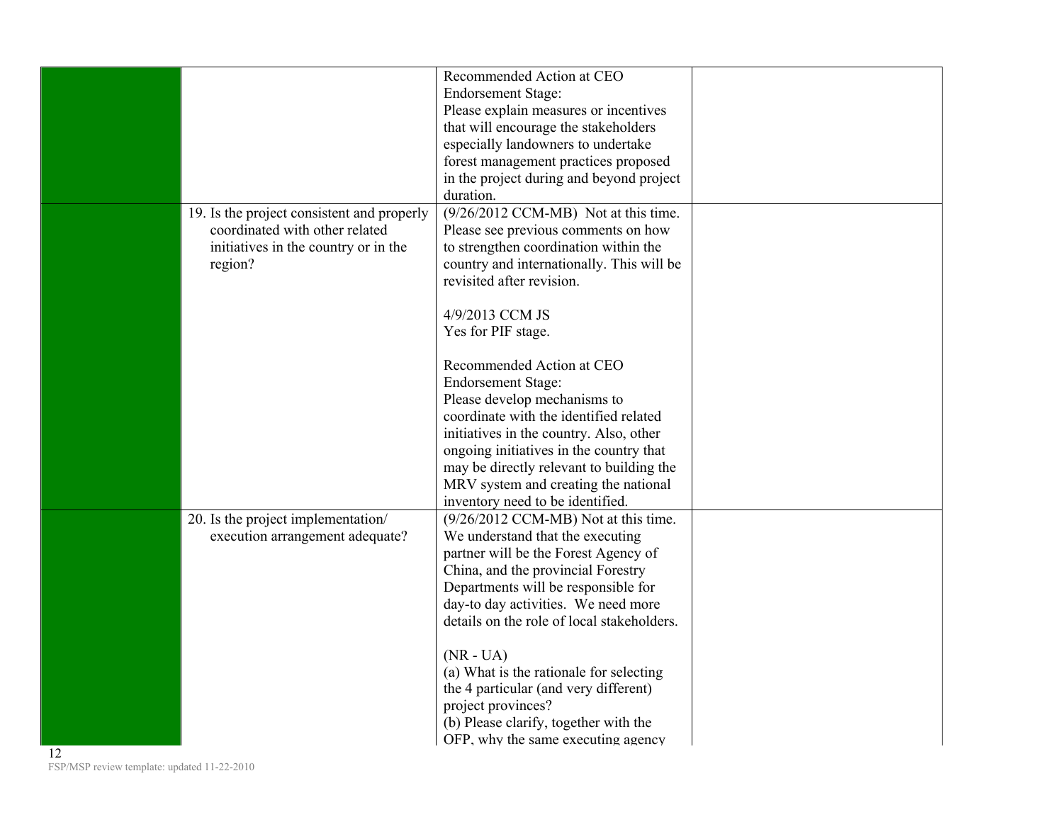| | | | |
|---|---|---|---|
| | | Recommended Action at CEO Endorsement Stage:<br>Please explain measures or incentives that will encourage the stakeholders especially landowners to undertake forest management practices proposed in the project during and beyond project duration. | |
| | 19. Is the project consistent and properly coordinated with other related initiatives in the country or in the region? | (9/26/2012 CCM-MB) Not at this time. Please see previous comments on how to strengthen coordination within the country and internationally. This will be revisited after revision.<br><br>4/9/2013 CCM JS<br>Yes for PIF stage.<br><br>Recommended Action at CEO Endorsement Stage:<br>Please develop mechanisms to coordinate with the identified related initiatives in the country. Also, other ongoing initiatives in the country that may be directly relevant to building the MRV system and creating the national inventory need to be identified. | |
| | 20. Is the project implementation/ execution arrangement adequate? | (9/26/2012 CCM-MB) Not at this time. We understand that the executing partner will be the Forest Agency of China, and the provincial Forestry Departments will be responsible for day-to day activities. We need more details on the role of local stakeholders.<br><br>(NR - UA)<br>(a) What is the rationale for selecting the 4 particular (and very different) project provinces?<br>(b) Please clarify, together with the OFP, why the same executing agency | |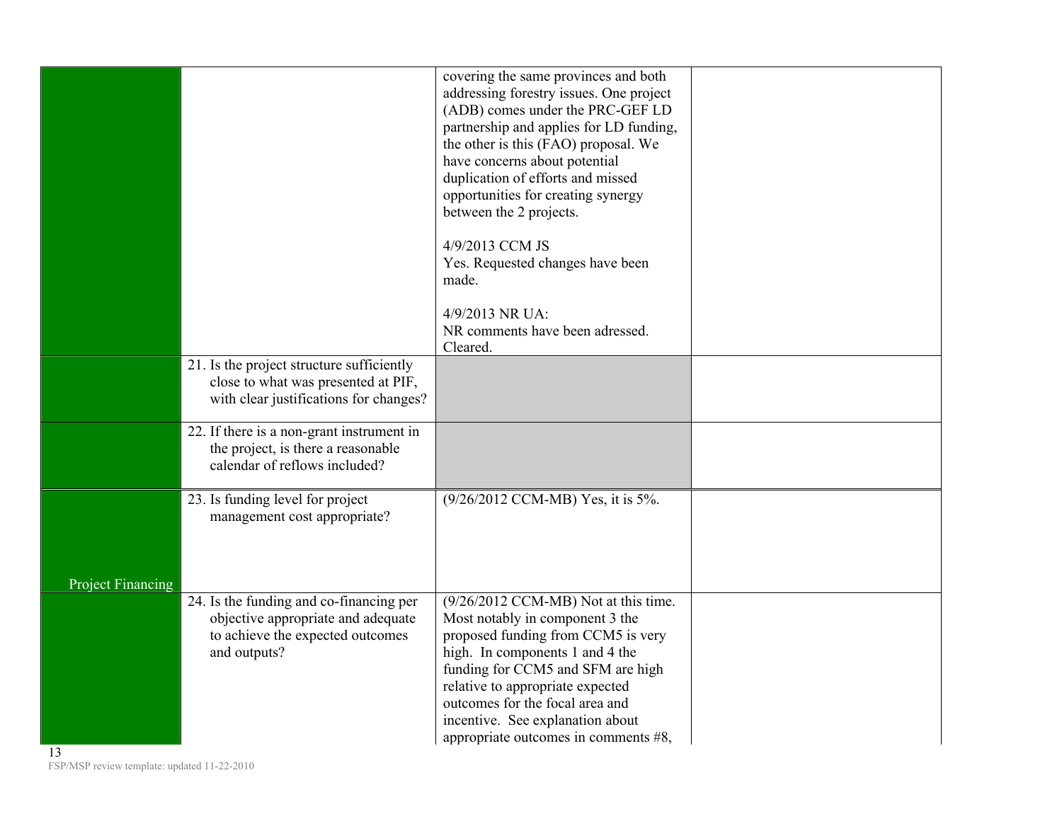| | | | |
|---|---|---|---|
| | | covering the same provinces and both addressing forestry issues. One project (ADB) comes under the PRC-GEF LD partnership and applies for LD funding, the other is this (FAO) proposal. We have concerns about potential duplication of efforts and missed opportunities for creating synergy between the 2 projects.<br><br>4/9/2013 CCM JS<br>Yes. Requested changes have been made.<br><br>4/9/2013 NR UA:<br>NR comments have been adressed. Cleared. | |
| | 21. Is the project structure sufficiently close to what was presented at PIF, with clear justifications for changes? | | |
| | 22. If there is a non-grant instrument in the project, is there a reasonable calendar of reflows included? | | |
| Project Financing | 23. Is funding level for project management cost appropriate? | (9/26/2012 CCM-MB) Yes, it is 5%. | |
| | 24. Is the funding and co-financing per objective appropriate and adequate to achieve the expected outcomes and outputs? | (9/26/2012 CCM-MB) Not at this time. Most notably in component 3 the proposed funding from CCM5 is very high. In components 1 and 4 the funding for CCM5 and SFM are high relative to appropriate expected outcomes for the focal area and incentive. See explanation about appropriate outcomes in comments #8, | |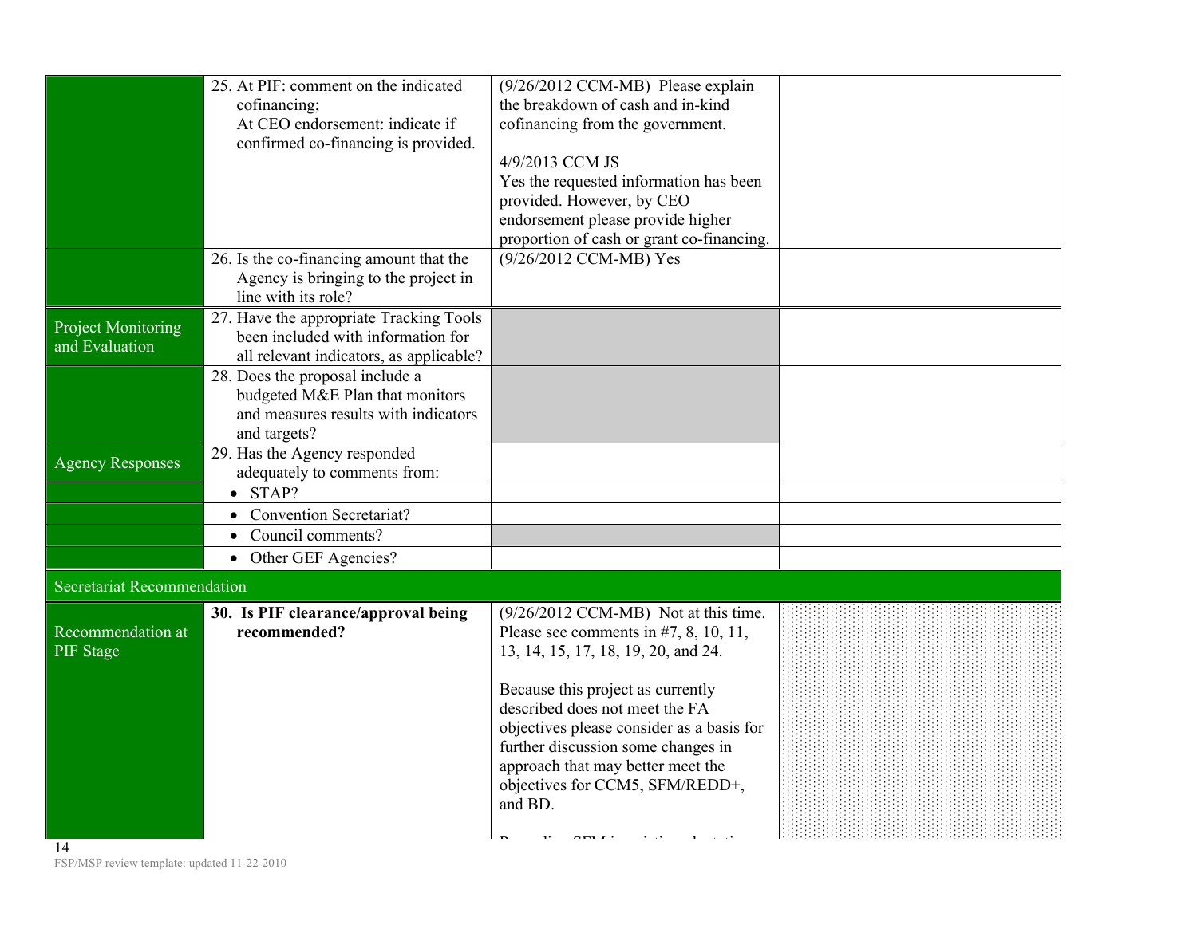|  |  |  |  |
|---|---|---|---|
|  | 25. At PIF: comment on the indicated cofinancing; At CEO endorsement: indicate if confirmed co-financing is provided. | (9/26/2012 CCM-MB) Please explain the breakdown of cash and in-kind cofinancing from the government.<br><br>4/9/2013 CCM JS<br>Yes the requested information has been provided. However, by CEO endorsement please provide higher proportion of cash or grant co-financing. |  |
|  | 26. Is the co-financing amount that the Agency is bringing to the project in line with its role? | (9/26/2012 CCM-MB) Yes |  |
| Project Monitoring and Evaluation | 27. Have the appropriate Tracking Tools been included with information for all relevant indicators, as applicable? |  |  |
|  | 28. Does the proposal include a budgeted M&E Plan that monitors and measures results with indicators and targets? |  |  |
| Agency Responses | 29. Has the Agency responded adequately to comments from: |  |  |
|  | • STAP? |  |  |
|  | • Convention Secretariat? |  |  |
|  | • Council comments? |  |  |
|  | • Other GEF Agencies? |  |  |
| Secretariat Recommendation |  |  |  |
| Recommendation at PIF Stage | **30. Is PIF clearance/approval being recommended?** | (9/26/2012 CCM-MB) Not at this time. Please see comments in #7, 8, 10, 11, 13, 14, 15, 17, 18, 19, 20, and 24.<br><br>Because this project as currently described does not meet the FA objectives please consider as a basis for further discussion some changes in approach that may better meet the objectives for CCM5, SFM/REDD+, and BD. |  |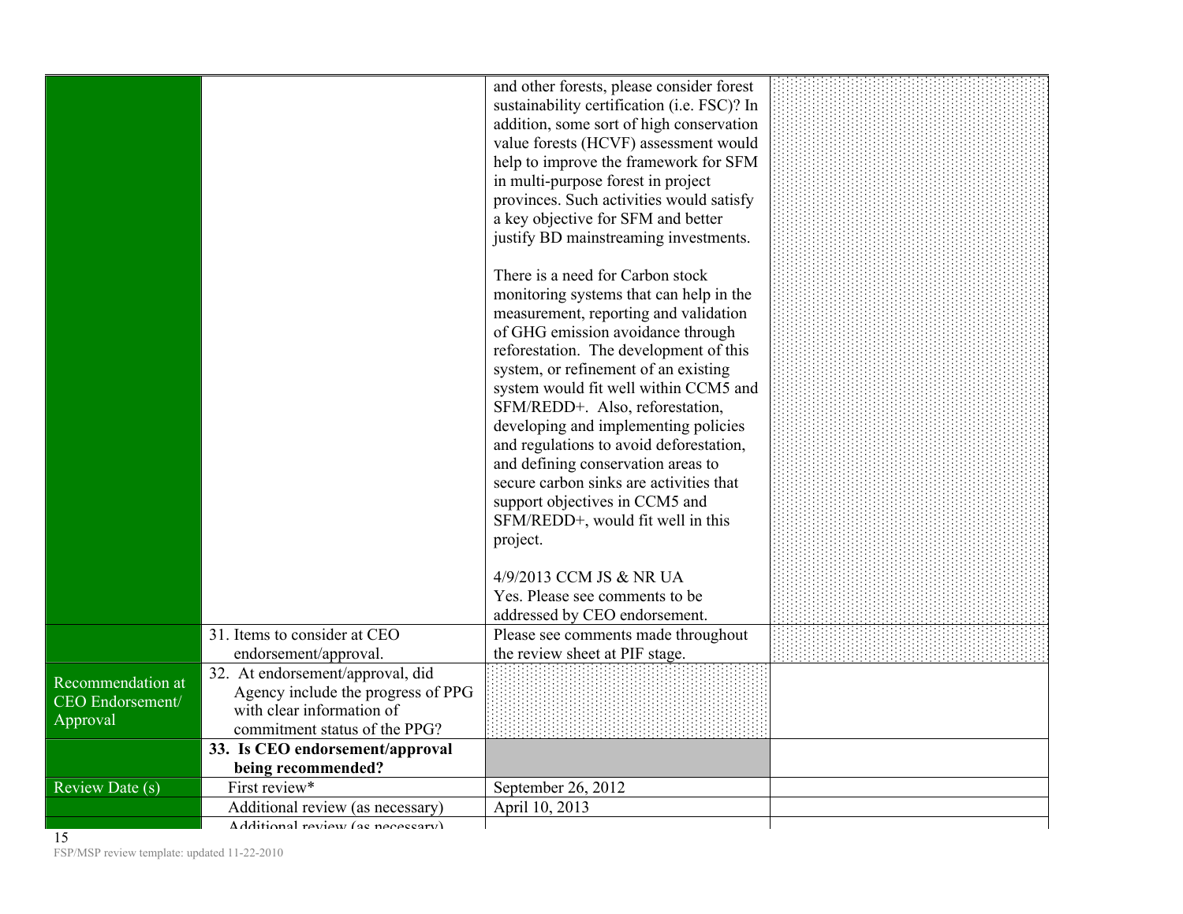| | | | |
|---|---|---|---|
| | | and other forests, please consider forest sustainability certification (i.e. FSC)? In addition, some sort of high conservation value forests (HCVF) assessment would help to improve the framework for SFM in multi-purpose forest in project provinces. Such activities would satisfy a key objective for SFM and better justify BD mainstreaming investments.<br><br>There is a need for Carbon stock monitoring systems that can help in the measurement, reporting and validation of GHG emission avoidance through reforestation. The development of this system, or refinement of an existing system would fit well within CCM5 and SFM/REDD+. Also, reforestation, developing and implementing policies and regulations to avoid deforestation, and defining conservation areas to secure carbon sinks are activities that support objectives in CCM5 and SFM/REDD+, would fit well in this project.<br><br>4/9/2013 CCM JS & NR UA<br>Yes. Please see comments to be addressed by CEO endorsement. | |
| | 31. Items to consider at CEO endorsement/approval. | Please see comments made throughout the review sheet at PIF stage. | |
| Recommendation at CEO Endorsement/ Approval | 32. At endorsement/approval, did Agency include the progress of PPG with clear information of commitment status of the PPG? | | |
| | **33. Is CEO endorsement/approval being recommended?** | | |
| Review Date (s) | First review* | September 26, 2012 | |
| | Additional review (as necessary) | April 10, 2013 | |
| | Additional review (as necessary) | | |

FSP/MSP review template: updated 11-22-2010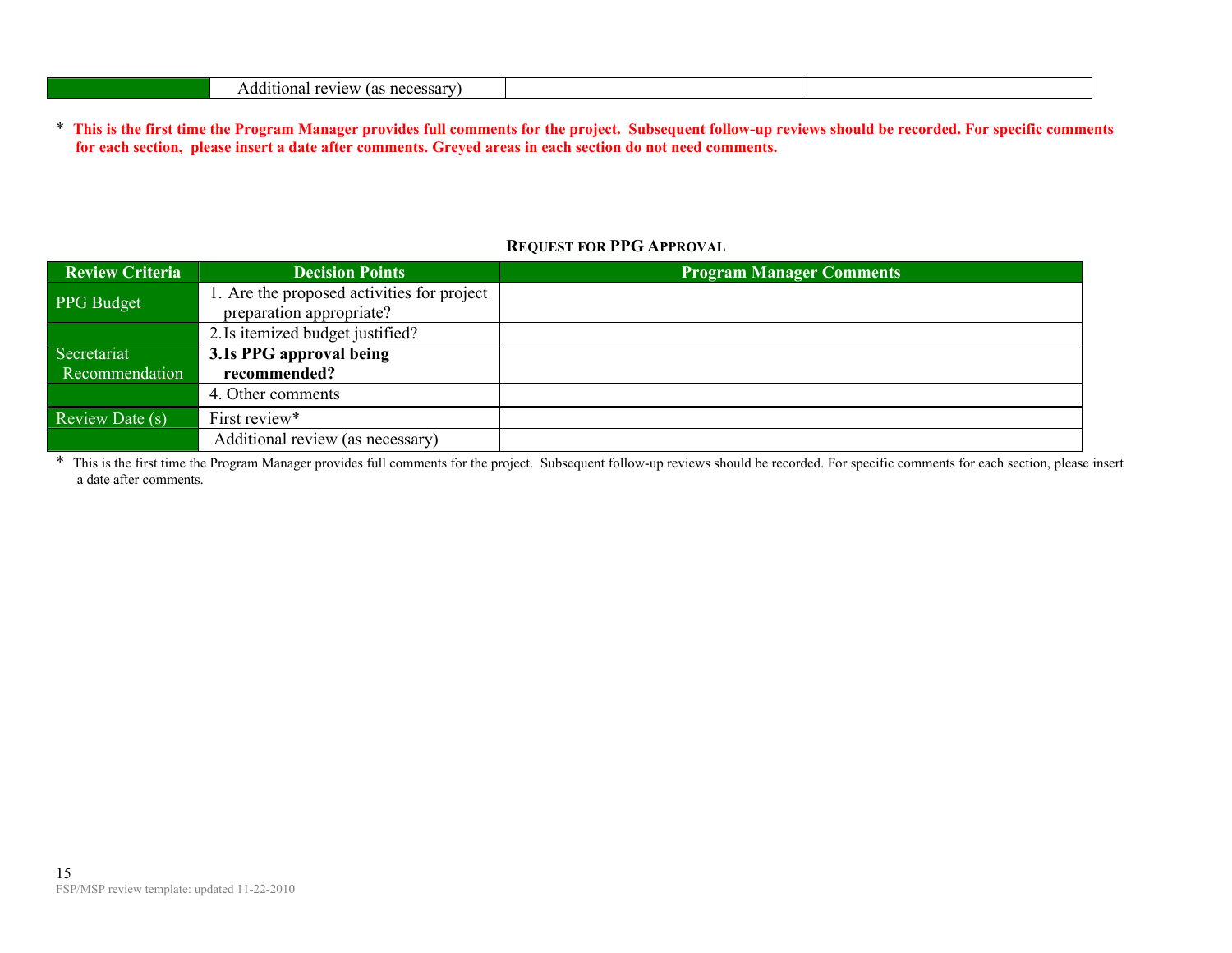| | | | |
|---|---|---|---|
| | Additional review (as necessary) | | |

\* **This is the first time the Program Manager provides full comments for the project. Subsequent follow-up reviews should be recorded. For specific comments for each section, please insert a date after comments. Greyed areas in each section do not need comments.**

## REQUEST FOR PPG APPROVAL

| Review Criteria | Decision Points | Program Manager Comments |
|---|---|---|
| PPG Budget | 1. Are the proposed activities for project preparation appropriate? | |
| | 2.Is itemized budget justified? | |
| Secretariat Recommendation | **3.Is PPG approval being recommended?** | |
| | 4. Other comments | |
| Review Date (s) | First review* | |
| | Additional review (as necessary) | |

\* This is the first time the Program Manager provides full comments for the project. Subsequent follow-up reviews should be recorded. For specific comments for each section, please insert a date after comments.

FSP/MSP review template: updated 11-22-2010